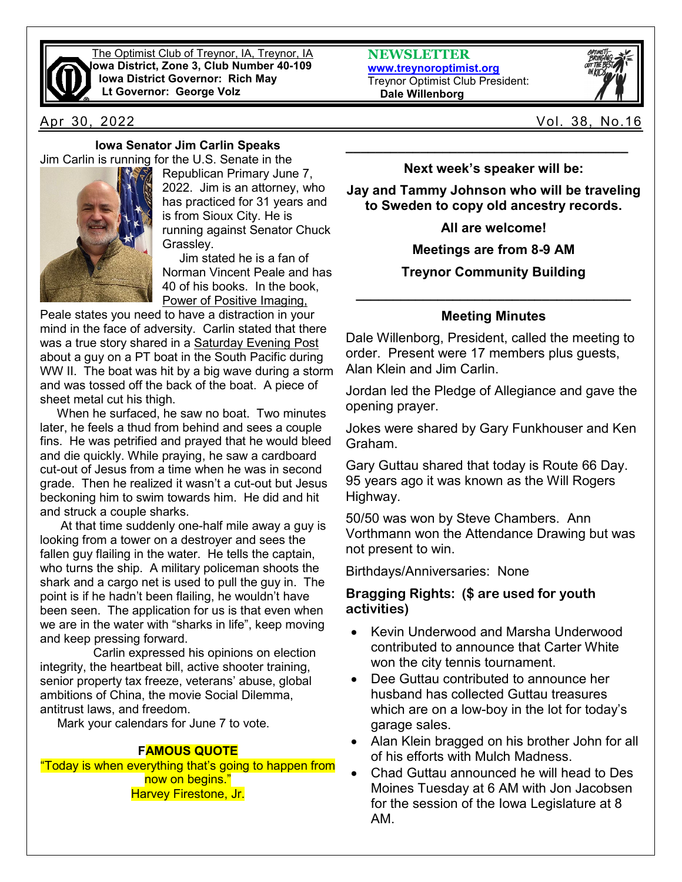The Optimist Club of Treynor, IA, Treynor, IA
**Iowa District, Zone 3, Club Number 40-109**
**Iowa District Governor: Rich May**
**Lt Governor: George Volz**

**NEWSLETTER**
**www.treynoroptimist.org**
Treynor Optimist Club President:
**Dale Willenborg**

Apr 30, 2022 Vol. 38, No.16

### Iowa Senator Jim Carlin Speaks

Jim Carlin is running for the U.S. Senate in the Republican Primary June 7, 2022. Jim is an attorney, who has practiced for 31 years and is from Sioux City. He is running against Senator Chuck Grassley.

Jim stated he is a fan of Norman Vincent Peale and has 40 of his books. In the book, Power of Positive Imaging, Peale states you need to have a distraction in your mind in the face of adversity. Carlin stated that there was a true story shared in a Saturday Evening Post about a guy on a PT boat in the South Pacific during WW II. The boat was hit by a big wave during a storm and was tossed off the back of the boat. A piece of sheet metal cut his thigh.

When he surfaced, he saw no boat. Two minutes later, he feels a thud from behind and sees a couple fins. He was petrified and prayed that he would bleed and die quickly. While praying, he saw a cardboard cut-out of Jesus from a time when he was in second grade. Then he realized it wasn't a cut-out but Jesus beckoning him to swim towards him. He did and hit and struck a couple sharks.

At that time suddenly one-half mile away a guy is looking from a tower on a destroyer and sees the fallen guy flailing in the water. He tells the captain, who turns the ship. A military policeman shoots the shark and a cargo net is used to pull the guy in. The point is if he hadn't been flailing, he wouldn't have been seen. The application for us is that even when we are in the water with "sharks in life", keep moving and keep pressing forward.

Carlin expressed his opinions on election integrity, the heartbeat bill, active shooter training, senior property tax freeze, veterans' abuse, global ambitions of China, the movie Social Dilemma, antitrust laws, and freedom.

Mark your calendars for June 7 to vote.

**FAMOUS QUOTE**

"Today is when everything that's going to happen from now on begins."
Harvey Firestone, Jr.

---

**Next week's speaker will be:**

**Jay and Tammy Johnson who will be traveling to Sweden to copy old ancestry records.**

**All are welcome!**

**Meetings are from 8-9 AM**

**Treynor Community Building**

---

### Meeting Minutes

Dale Willenborg, President, called the meeting to order. Present were 17 members plus guests, Alan Klein and Jim Carlin.

Jordan led the Pledge of Allegiance and gave the opening prayer.

Jokes were shared by Gary Funkhouser and Ken Graham.

Gary Guttau shared that today is Route 66 Day. 95 years ago it was known as the Will Rogers Highway.

50/50 was won by Steve Chambers. Ann Vorthmann won the Attendance Drawing but was not present to win.

Birthdays/Anniversaries: None

**Bragging Rights: ($ are used for youth activities)**

- Kevin Underwood and Marsha Underwood contributed to announce that Carter White won the city tennis tournament.
- Dee Guttau contributed to announce her husband has collected Guttau treasures which are on a low-boy in the lot for today's garage sales.
- Alan Klein bragged on his brother John for all of his efforts with Mulch Madness.
- Chad Guttau announced he will head to Des Moines Tuesday at 6 AM with Jon Jacobsen for the session of the Iowa Legislature at 8 AM.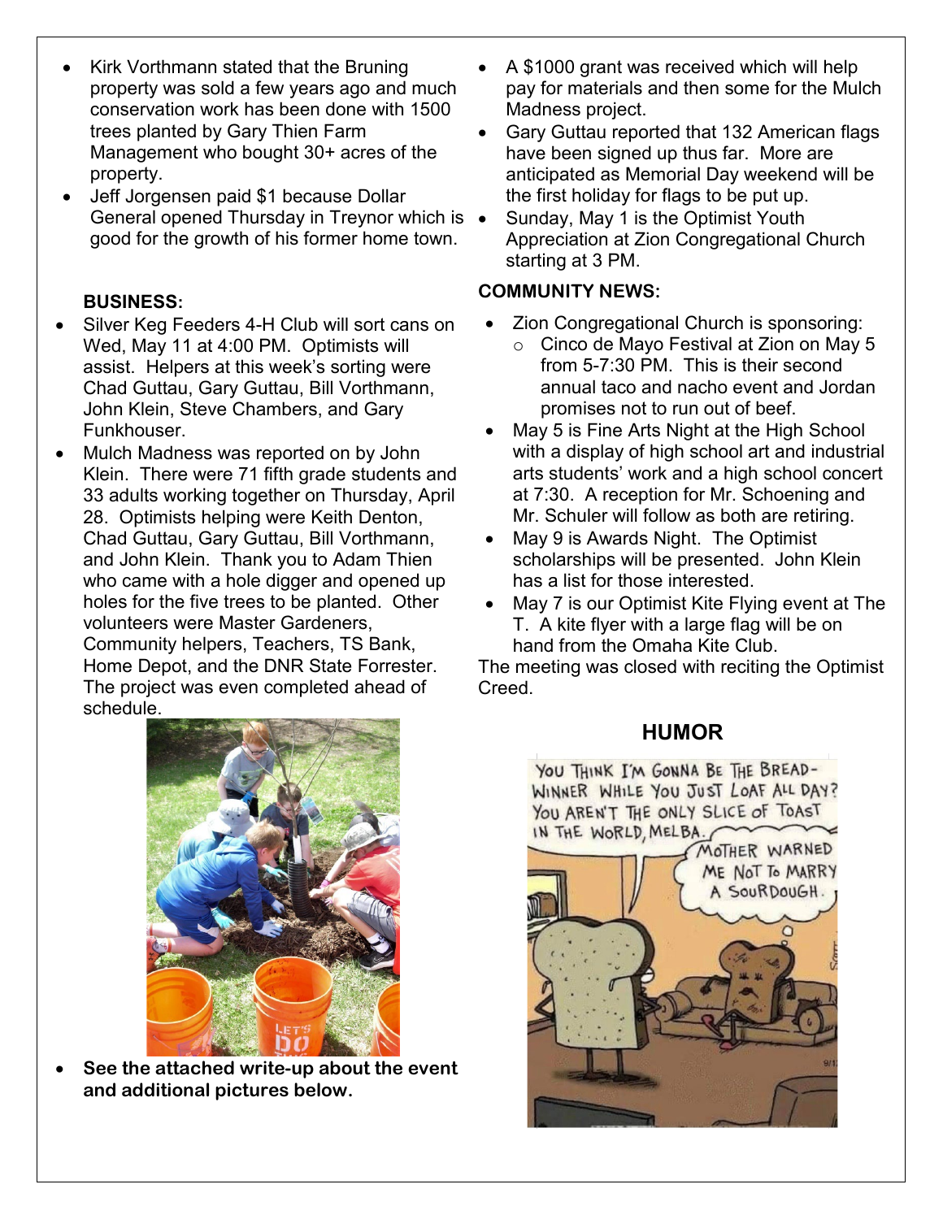- Kirk Vorthmann stated that the Bruning property was sold a few years ago and much conservation work has been done with 1500 trees planted by Gary Thien Farm Management who bought 30+ acres of the property.
- Jeff Jorgensen paid $1 because Dollar General opened Thursday in Treynor which is good for the growth of his former home town.

**BUSINESS:**

- Silver Keg Feeders 4-H Club will sort cans on Wed, May 11 at 4:00 PM. Optimists will assist. Helpers at this week's sorting were Chad Guttau, Gary Guttau, Bill Vorthmann, John Klein, Steve Chambers, and Gary Funkhouser.
- Mulch Madness was reported on by John Klein. There were 71 fifth grade students and 33 adults working together on Thursday, April 28. Optimists helping were Keith Denton, Chad Guttau, Gary Guttau, Bill Vorthmann, and John Klein. Thank you to Adam Thien who came with a hole digger and opened up holes for the five trees to be planted. Other volunteers were Master Gardeners, Community helpers, Teachers, TS Bank, Home Depot, and the DNR State Forrester. The project was even completed ahead of schedule.
- **See the attached write-up about the event and additional pictures below.**
- A $1000 grant was received which will help pay for materials and then some for the Mulch Madness project.
- Gary Guttau reported that 132 American flags have been signed up thus far. More are anticipated as Memorial Day weekend will be the first holiday for flags to be put up.
- Sunday, May 1 is the Optimist Youth Appreciation at Zion Congregational Church starting at 3 PM.

**COMMUNITY NEWS:**

- Zion Congregational Church is sponsoring:
  - Cinco de Mayo Festival at Zion on May 5 from 5-7:30 PM. This is their second annual taco and nacho event and Jordan promises not to run out of beef.
- May 5 is Fine Arts Night at the High School with a display of high school art and industrial arts students' work and a high school concert at 7:30. A reception for Mr. Schoening and Mr. Schuler will follow as both are retiring.
- May 9 is Awards Night. The Optimist scholarships will be presented. John Klein has a list for those interested.
- May 7 is our Optimist Kite Flying event at The T. A kite flyer with a large flag will be on hand from the Omaha Kite Club.

The meeting was closed with reciting the Optimist Creed.

## HUMOR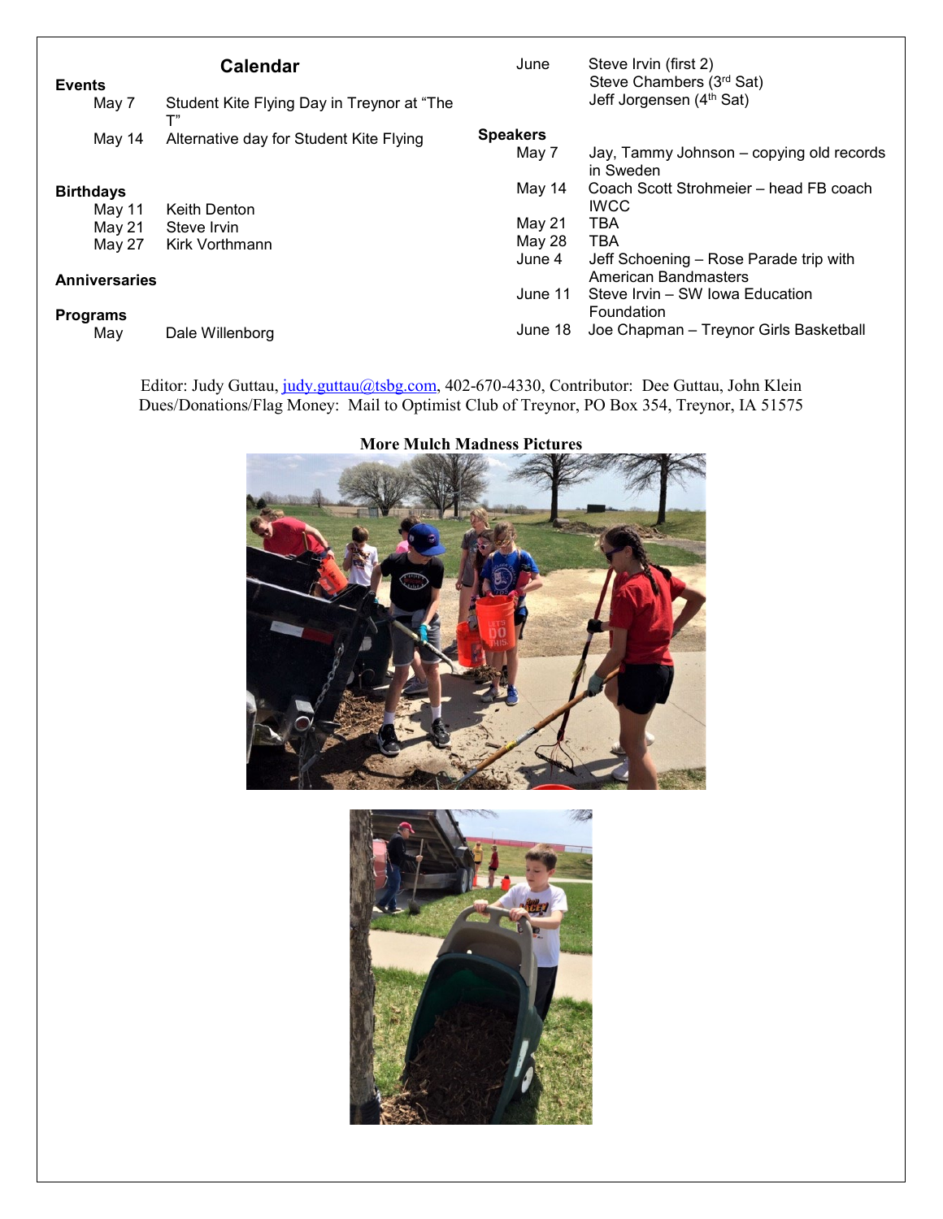## Calendar

**Events**

| | |
|---|---|
| May 7 | Student Kite Flying Day in Treynor at "The T" |
| May 14 | Alternative day for Student Kite Flying |

**Birthdays**

| | |
|---|---|
| May 11 | Keith Denton |
| May 21 | Steve Irvin |
| May 27 | Kirk Vorthmann |

**Anniversaries**

**Programs**

| | |
|---|---|
| May | Dale Willenborg |
| June | Steve Irvin (first 2)<br>Steve Chambers (3rd Sat)<br>Jeff Jorgensen (4th Sat) |

**Speakers**

| | |
|---|---|
| May 7 | Jay, Tammy Johnson – copying old records in Sweden |
| May 14 | Coach Scott Strohmeier – head FB coach IWCC |
| May 21 | TBA |
| May 28 | TBA |
| June 4 | Jeff Schoening – Rose Parade trip with American Bandmasters |
| June 11 | Steve Irvin – SW Iowa Education Foundation |
| June 18 | Joe Chapman – Treynor Girls Basketball |

Editor: Judy Guttau, judy.guttau@tsbg.com, 402-670-4330, Contributor: Dee Guttau, John Klein
Dues/Donations/Flag Money: Mail to Optimist Club of Treynor, PO Box 354, Treynor, IA 51575

**More Mulch Madness Pictures**